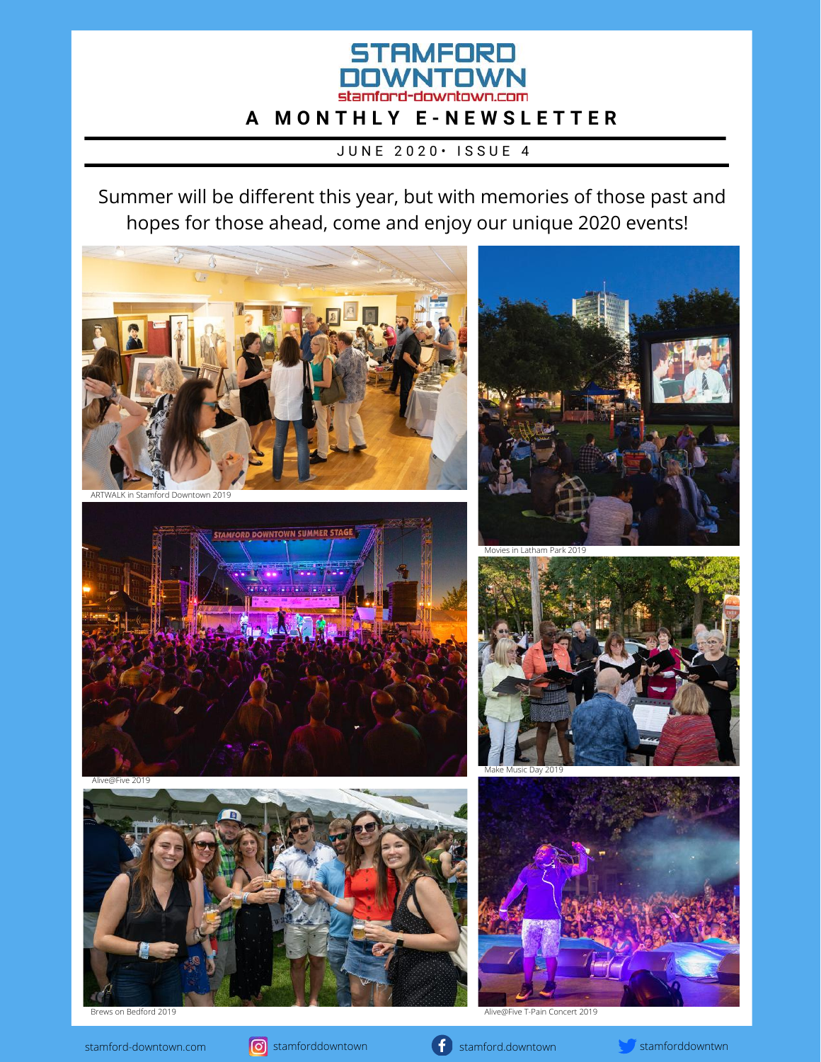# STAMFORD DOWNTOWN

stamford-downtown.com

## A MONTHLY E-NEWSLETTER

JUNE 2020 • ISSUE 4

Summer will be different this year, but with memories of those past and hopes for those ahead, come and enjoy our unique 2020 events!

ARTWALK in Stamford Downtown 2019

Movies in Latham Park 2019

Alive@Five 2019

Make Music Day 2019

Brews on Bedford 2019

Alive@Five T-Pain Concert 2019

stamford-downtown.com | stamforddowntown | stamford.downtown | stamforddowntwn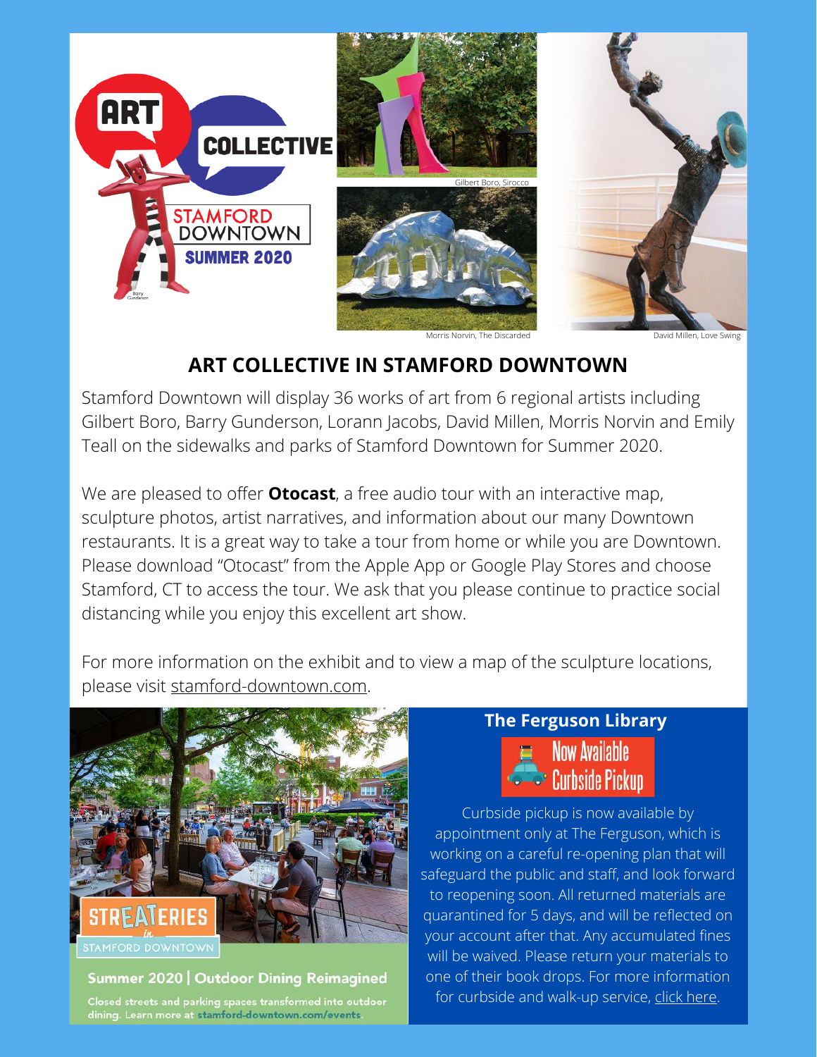ART COLLECTIVE

STAMFORD DOWNTOWN

SUMMER 2020

Gilbert Boro, Sirocco

Morris Norvin, The Discarded

David Millen, Love Swing

## ART COLLECTIVE IN STAMFORD DOWNTOWN

Stamford Downtown will display 36 works of art from 6 regional artists including Gilbert Boro, Barry Gunderson, Lorann Jacobs, David Millen, Morris Norvin and Emily Teall on the sidewalks and parks of Stamford Downtown for Summer 2020.

We are pleased to offer **Otocast**, a free audio tour with an interactive map, sculpture photos, artist narratives, and information about our many Downtown restaurants. It is a great way to take a tour from home or while you are Downtown. Please download "Otocast" from the Apple App or Google Play Stores and choose Stamford, CT to access the tour. We ask that you please continue to practice social distancing while you enjoy this excellent art show.

For more information on the exhibit and to view a map of the sculpture locations, please visit stamford-downtown.com.

STREATERIES in STAMFORD DOWNTOWN

**Summer 2020 | Outdoor Dining Reimagined**

Closed streets and parking spaces transformed into outdoor dining. Learn more at stamford-downtown.com/events.

## The Ferguson Library

Now Available Curbside Pickup

Curbside pickup is now available by appointment only at The Ferguson, which is working on a careful re-opening plan that will safeguard the public and staff, and look forward to reopening soon. All returned materials are quarantined for 5 days, and will be reflected on your account after that. Any accumulated fines will be waived. Please return your materials to one of their book drops. For more information for curbside and walk-up service, click here.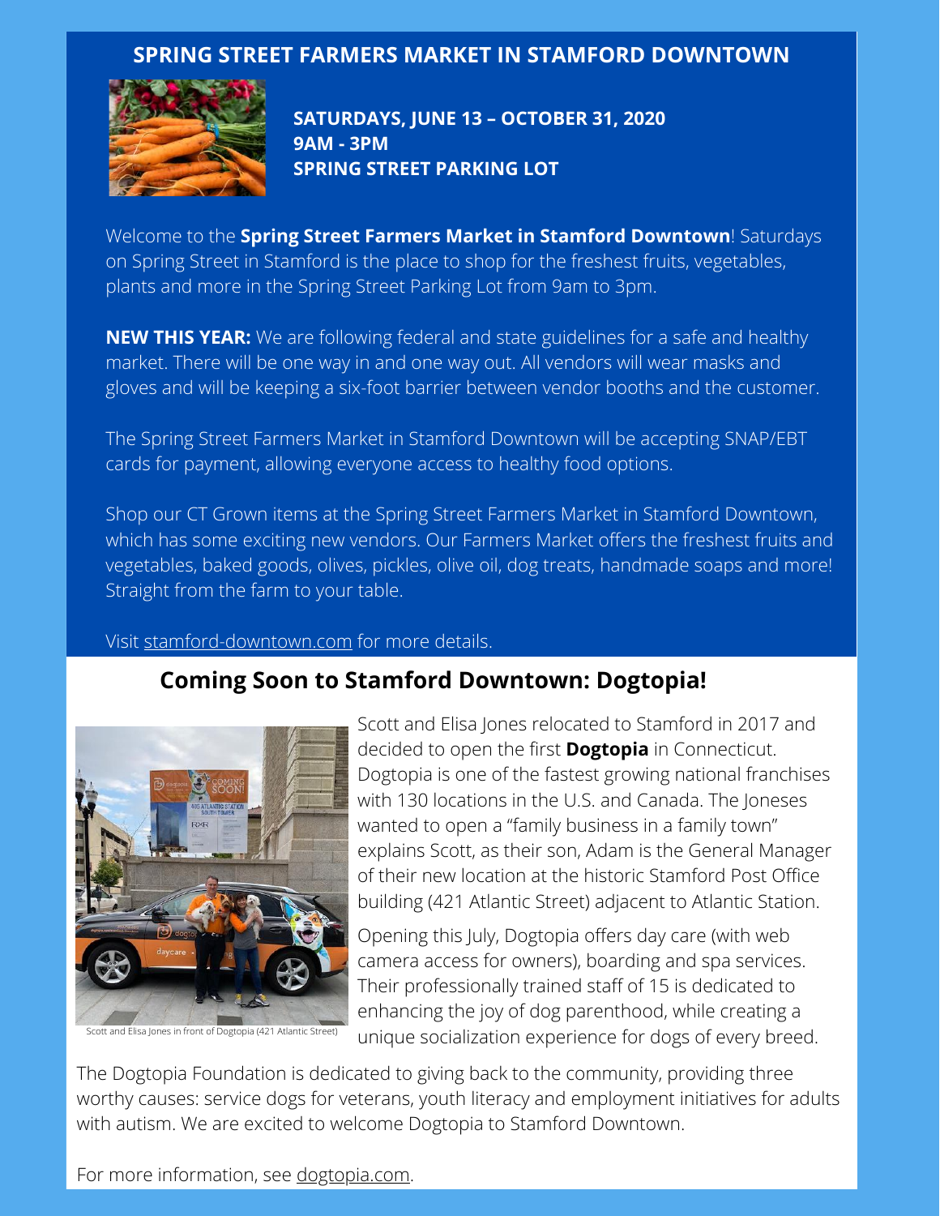## SPRING STREET FARMERS MARKET IN STAMFORD DOWNTOWN

**SATURDAYS, JUNE 13 – OCTOBER 31, 2020**
**9AM - 3PM**
**SPRING STREET PARKING LOT**

Welcome to the **Spring Street Farmers Market in Stamford Downtown**! Saturdays on Spring Street in Stamford is the place to shop for the freshest fruits, vegetables, plants and more in the Spring Street Parking Lot from 9am to 3pm.

**NEW THIS YEAR:** We are following federal and state guidelines for a safe and healthy market. There will be one way in and one way out. All vendors will wear masks and gloves and will be keeping a six-foot barrier between vendor booths and the customer.

The Spring Street Farmers Market in Stamford Downtown will be accepting SNAP/EBT cards for payment, allowing everyone access to healthy food options.

Shop our CT Grown items at the Spring Street Farmers Market in Stamford Downtown, which has some exciting new vendors. Our Farmers Market offers the freshest fruits and vegetables, baked goods, olives, pickles, olive oil, dog treats, handmade soaps and more! Straight from the farm to your table.

Visit stamford-downtown.com for more details.

## Coming Soon to Stamford Downtown: Dogtopia!

Scott and Elisa Jones in front of Dogtopia (421 Atlantic Street)

Scott and Elisa Jones relocated to Stamford in 2017 and decided to open the first **Dogtopia** in Connecticut. Dogtopia is one of the fastest growing national franchises with 130 locations in the U.S. and Canada. The Joneses wanted to open a "family business in a family town" explains Scott, as their son, Adam is the General Manager of their new location at the historic Stamford Post Office building (421 Atlantic Street) adjacent to Atlantic Station.

Opening this July, Dogtopia offers day care (with web camera access for owners), boarding and spa services. Their professionally trained staff of 15 is dedicated to enhancing the joy of dog parenthood, while creating a unique socialization experience for dogs of every breed.

The Dogtopia Foundation is dedicated to giving back to the community, providing three worthy causes: service dogs for veterans, youth literacy and employment initiatives for adults with autism. We are excited to welcome Dogtopia to Stamford Downtown.

For more information, see dogtopia.com.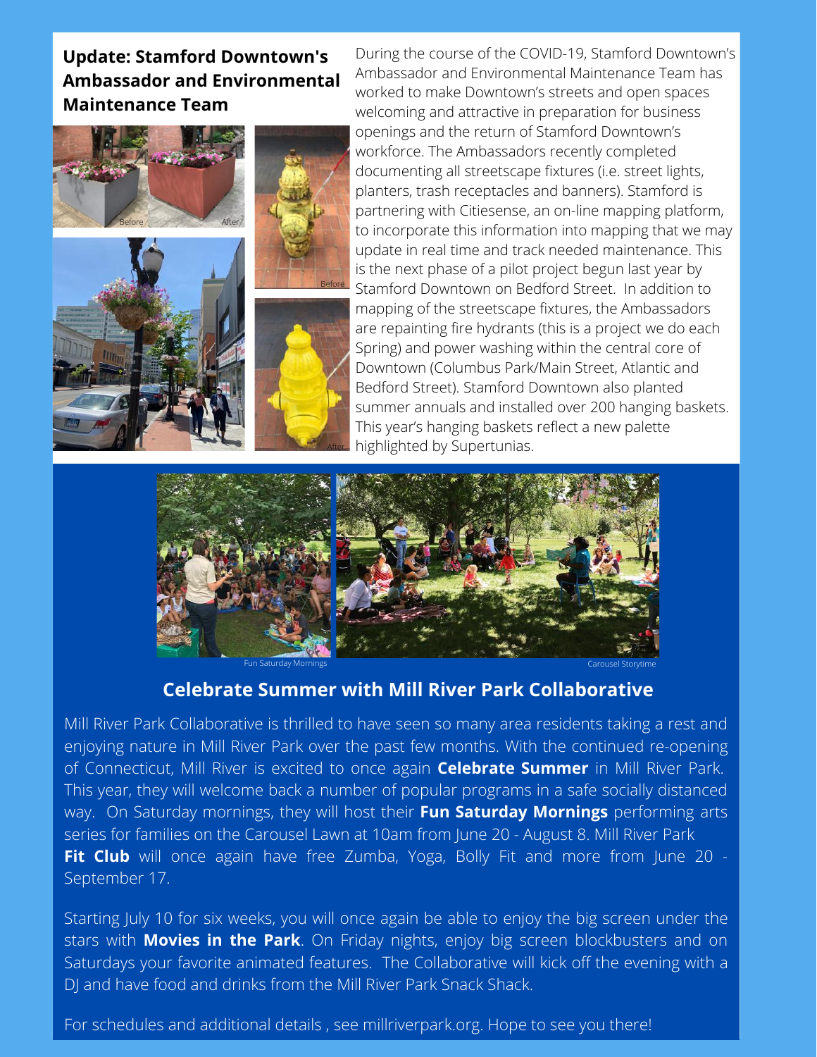## Update: Stamford Downtown's Ambassador and Environmental Maintenance Team

Before After

Before

After

During the course of the COVID-19, Stamford Downtown's Ambassador and Environmental Maintenance Team has worked to make Downtown's streets and open spaces welcoming and attractive in preparation for business openings and the return of Stamford Downtown's workforce. The Ambassadors recently completed documenting all streetscape fixtures (i.e. street lights, planters, trash receptacles and banners). Stamford is partnering with Citiesense, an on-line mapping platform, to incorporate this information into mapping that we may update in real time and track needed maintenance. This is the next phase of a pilot project begun last year by Stamford Downtown on Bedford Street. In addition to mapping of the streetscape fixtures, the Ambassadors are repainting fire hydrants (this is a project we do each Spring) and power washing within the central core of Downtown (Columbus Park/Main Street, Atlantic and Bedford Street). Stamford Downtown also planted summer annuals and installed over 200 hanging baskets. This year's hanging baskets reflect a new palette highlighted by Supertunias.

Fun Saturday Mornings

Carousel Storytime

## Celebrate Summer with Mill River Park Collaborative

Mill River Park Collaborative is thrilled to have seen so many area residents taking a rest and enjoying nature in Mill River Park over the past few months. With the continued re-opening of Connecticut, Mill River is excited to once again **Celebrate Summer** in Mill River Park. This year, they will welcome back a number of popular programs in a safe socially distanced way. On Saturday mornings, they will host their **Fun Saturday Mornings** performing arts series for families on the Carousel Lawn at 10am from June 20 - August 8. Mill River Park **Fit Club** will once again have free Zumba, Yoga, Bolly Fit and more from June 20 - September 17.

Starting July 10 for six weeks, you will once again be able to enjoy the big screen under the stars with **Movies in the Park**. On Friday nights, enjoy big screen blockbusters and on Saturdays your favorite animated features. The Collaborative will kick off the evening with a DJ and have food and drinks from the Mill River Park Snack Shack.

For schedules and additional details , see millriverpark.org. Hope to see you there!